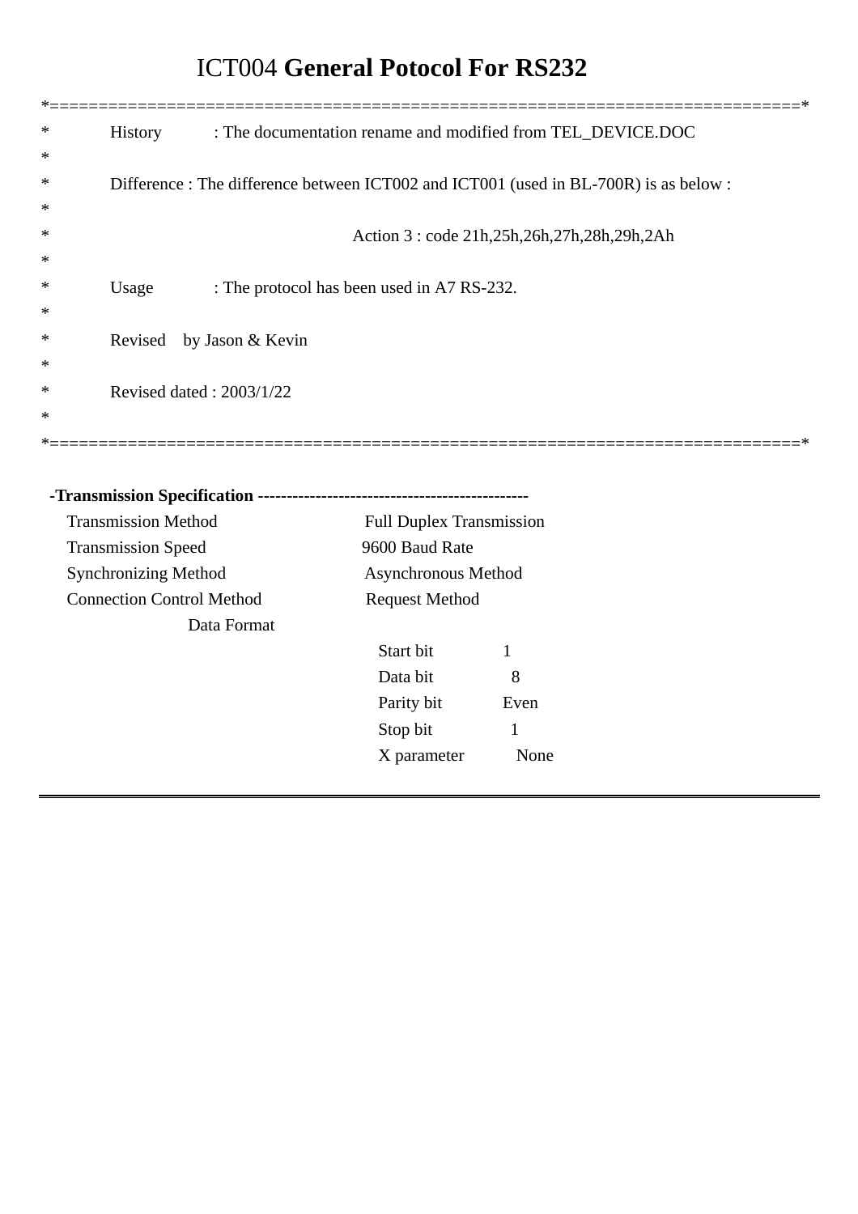# ICT004 **General Potocol For RS232**

```
*==============================================================================*
*        History        : The documentation rename and modified from TEL_DEVICE.DOC
*
*        Difference : The difference between ICT002 and ICT001 (used in BL-700R) is as below :
*
*                                    Action 3 : code 21h,25h,26h,27h,28h,29h,2Ah
*
*        Usage          : The protocol has been used in A7 RS-232.
*
*        Revised    by Jason & Kevin
*
*        Revised dated : 2003/1/22
*
*==============================================================================*
```

**-Transmission Specification** ----------------------------------------------

| | |
|---|---|
| Transmission Method | Full Duplex Transmission |
| Transmission Speed | 9600 Baud Rate |
| Synchronizing Method | Asynchronous Method |
| Connection Control Method | Request Method |
| Data Format | |
| | Start bit 1 |
| | Data bit 8 |
| | Parity bit Even |
| | Stop bit 1 |
| | X parameter None |

---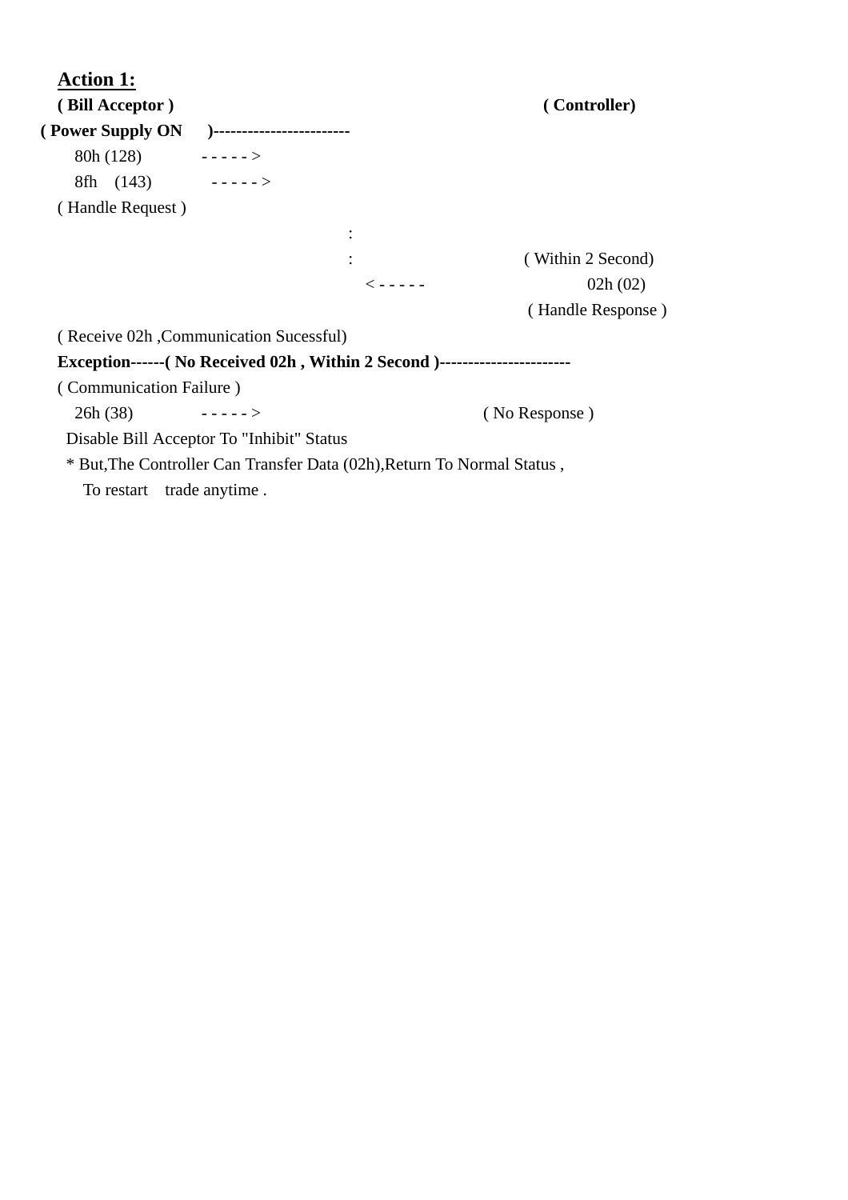## Action 1:

**( Bill Acceptor )** **( Controller)**

**( Power Supply ON )------------------------**

80h (128) - - - - - >

8fh (143) - - - - - >

( Handle Request )

:

: ( Within 2 Second)

< - - - - - 02h (02)

( Handle Response )

( Receive 02h ,Communication Sucessful)

**Exception------( No Received 02h , Within 2 Second )-----------------------**

( Communication Failure )

26h (38) - - - - - > ( No Response )

Disable Bill Acceptor To "Inhibit" Status

* But,The Controller Can Transfer Data (02h),Return To Normal Status ,

To restart trade anytime .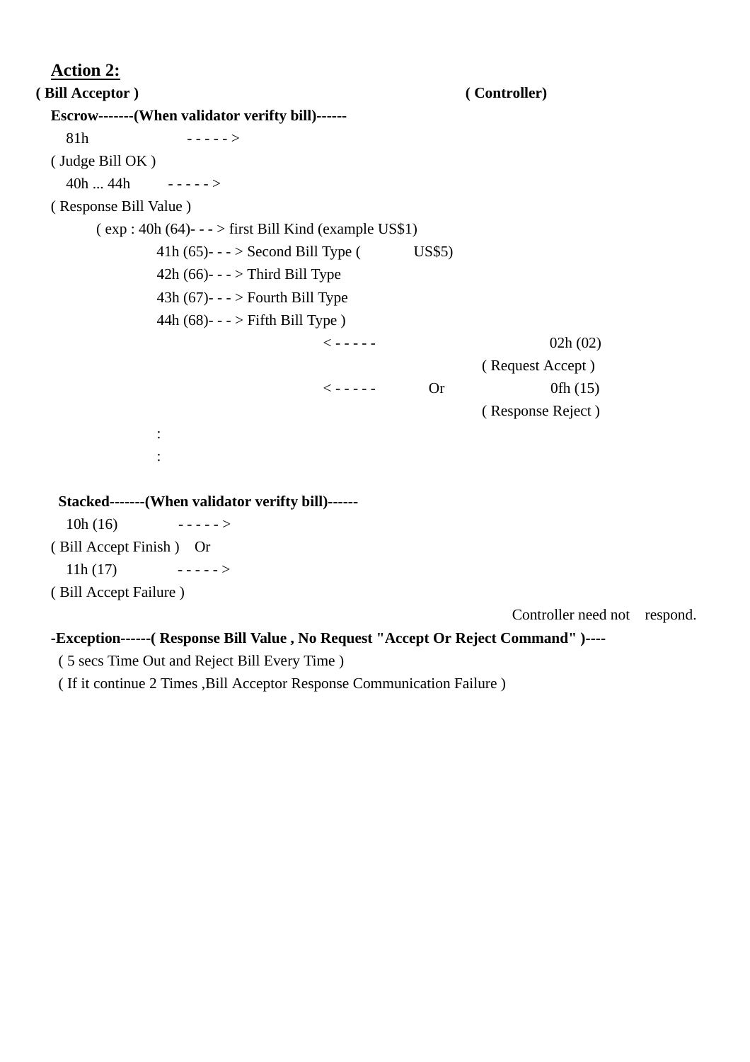## Action 2:

**( Bill Acceptor )** **( Controller)**

**Escrow-------(When validator verifty bill)------**

81h - - - - - >

( Judge Bill OK )

40h ... 44h - - - - - >

( Response Bill Value )

( exp : 40h (64)- - - > first Bill Kind (example US$1)

41h (65)- - - > Second Bill Type ( US$5)

42h (66)- - - > Third Bill Type

43h (67)- - - > Fourth Bill Type

44h (68)- - - > Fifth Bill Type )

< - - - - - 02h (02)

( Request Accept )

< - - - - - Or 0fh (15)

( Response Reject )

:

:

**Stacked-------(When validator verifty bill)------**

10h (16) - - - - - >

( Bill Accept Finish ) Or

11h (17) - - - - - >

( Bill Accept Failure )

Controller need not respond.

**-Exception------( Response Bill Value , No Request "Accept Or Reject Command" )----**

( 5 secs Time Out and Reject Bill Every Time )

( If it continue 2 Times ,Bill Acceptor Response Communication Failure )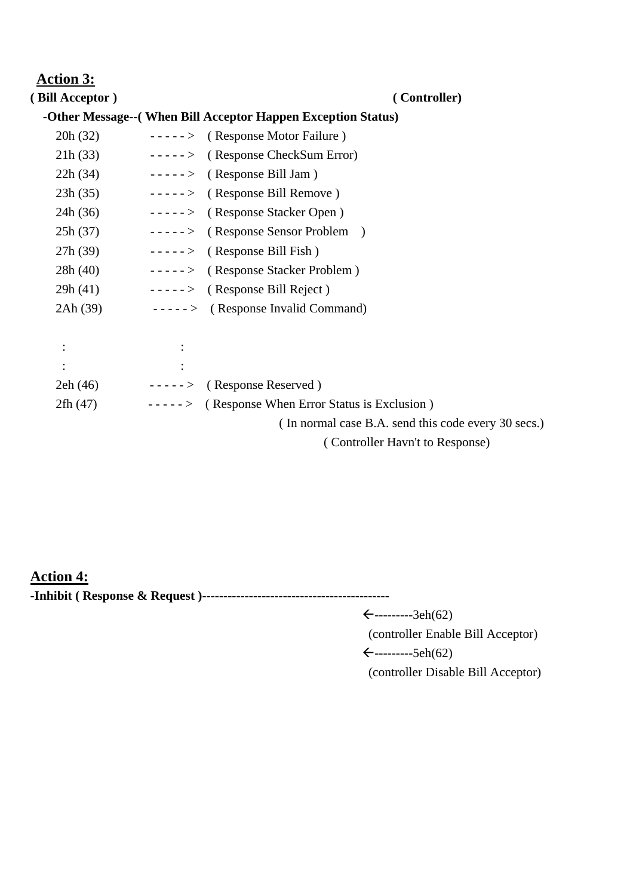## Action 3:

**( Bill Acceptor )** **( Controller)**

**-Other Message--( When Bill Acceptor Happen Exception Status)**

20h (32) - - - - - > ( Response Motor Failure )

21h (33) - - - - - > ( Response CheckSum Error)

22h (34) - - - - - > ( Response Bill Jam )

23h (35) - - - - - > ( Response Bill Remove )

24h (36) - - - - - > ( Response Stacker Open )

25h (37) - - - - - > ( Response Sensor Problem )

27h (39) - - - - - > ( Response Bill Fish )

28h (40) - - - - - > ( Response Stacker Problem )

29h (41) - - - - - > ( Response Bill Reject )

2Ah (39) - - - - - > ( Response Invalid Command)

: :

: :

2eh (46) - - - - - > ( Response Reserved )

2fh (47) - - - - - > ( Response When Error Status is Exclusion )

( In normal case B.A. send this code every 30 secs.)

( Controller Havn't to Response)

## Action 4:

**-Inhibit ( Response & Request )--------------------------------------------**

←---------3eh(62)

(controller Enable Bill Acceptor)

←---------5eh(62)

(controller Disable Bill Acceptor)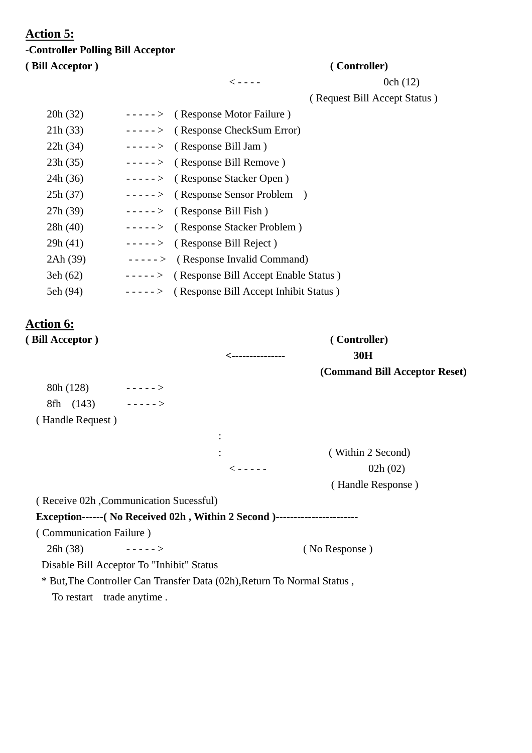## Action 5:

**-Controller Polling Bill Acceptor**

**( Bill Acceptor )** **( Controller)**

< - - - - 0ch (12)

( Request Bill Accept Status )

20h (32) - - - - - > ( Response Motor Failure )

21h (33) - - - - - > ( Response CheckSum Error)

22h (34) - - - - - > ( Response Bill Jam )

23h (35) - - - - - > ( Response Bill Remove )

24h (36) - - - - - > ( Response Stacker Open )

25h (37) - - - - - > ( Response Sensor Problem )

27h (39) - - - - - > ( Response Bill Fish )

28h (40) - - - - - > ( Response Stacker Problem )

29h (41) - - - - - > ( Response Bill Reject )

2Ah (39) - - - - - > ( Response Invalid Command)

3eh (62) - - - - - > ( Response Bill Accept Enable Status )

5eh (94) - - - - - > ( Response Bill Accept Inhibit Status )

## Action 6:

**( Bill Acceptor )** **( Controller)**

<--------------- **30H**

**(Command Bill Acceptor Reset)**

80h (128) - - - - - >

8fh (143) - - - - - >

( Handle Request )

:

: ( Within 2 Second)

< - - - - - 02h (02)

( Handle Response )

( Receive 02h ,Communication Sucessful)

**Exception------( No Received 02h , Within 2 Second )-----------------------**

( Communication Failure )

26h (38) - - - - - > ( No Response )

Disable Bill Acceptor To "Inhibit" Status

* But,The Controller Can Transfer Data (02h),Return To Normal Status ,

To restart trade anytime .